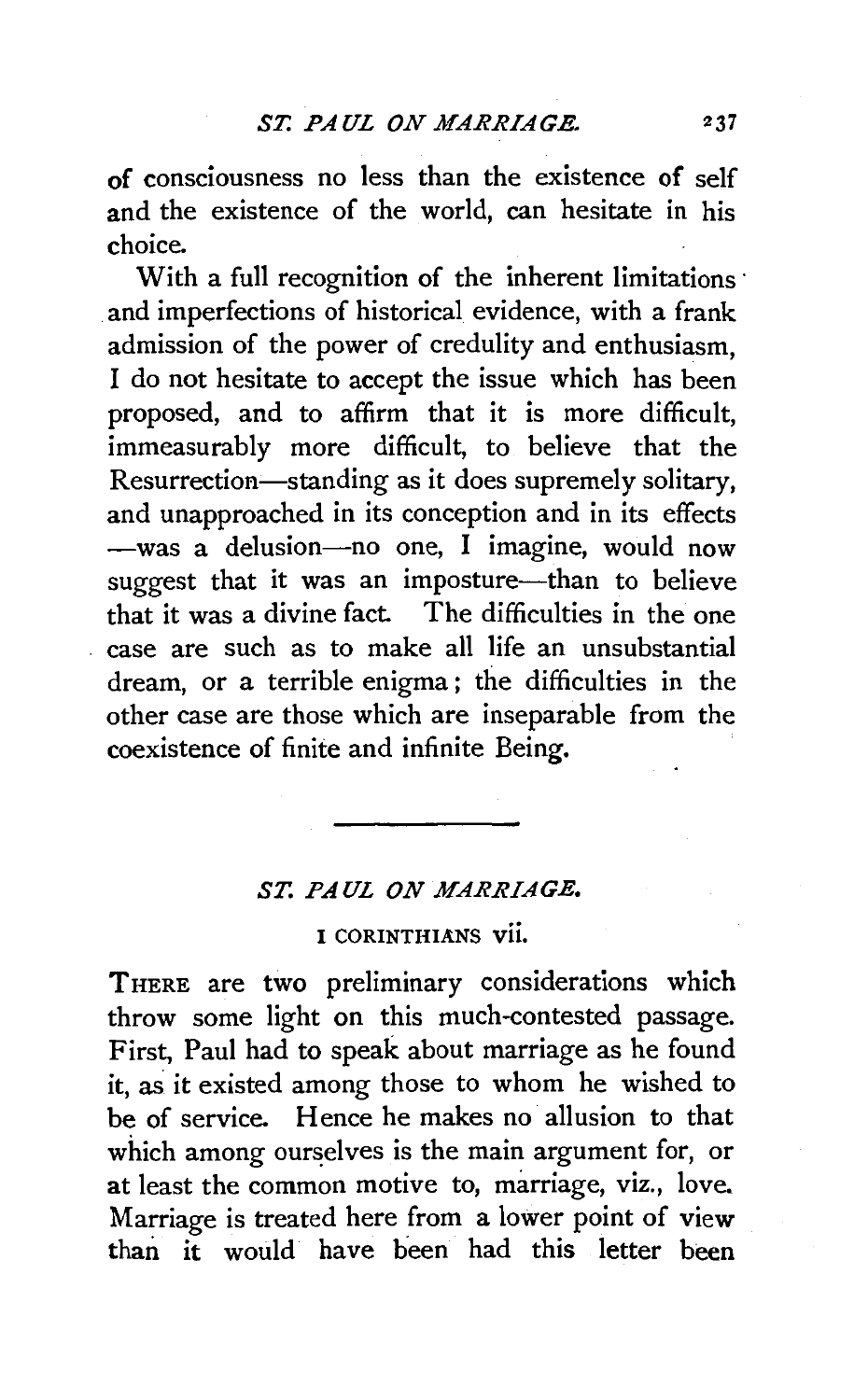of consciousness no less than the existence of self and the existence of the world, can hesitate in his choice.

With a full recognition of the inherent limitations and imperfections of historical evidence, with a frank admission of the power of credulity and enthusiasm, I do not hesitate to accept the issue which has been proposed, and to affirm that it is more difficult, immeasurably more difficult, to believe that the Resurrection—standing as it does supremely solitary, and unapproached in its conception and in its effects—was a delusion—no one, I imagine, would now suggest that it was an imposture—than to believe that it was a divine fact. The difficulties in the one case are such as to make all life an unsubstantial dream, or a terrible enigma; the difficulties in the other case are those which are inseparable from the coexistence of finite and infinite Being.

---

## *ST. PAUL ON MARRIAGE.*

### I CORINTHIANS vii.

THERE are two preliminary considerations which throw some light on this much-contested passage. First, Paul had to speak about marriage as he found it, as it existed among those to whom he wished to be of service. Hence he makes no allusion to that which among ourselves is the main argument for, or at least the common motive to, marriage, viz., love. Marriage is treated here from a lower point of view than it would have been had this letter been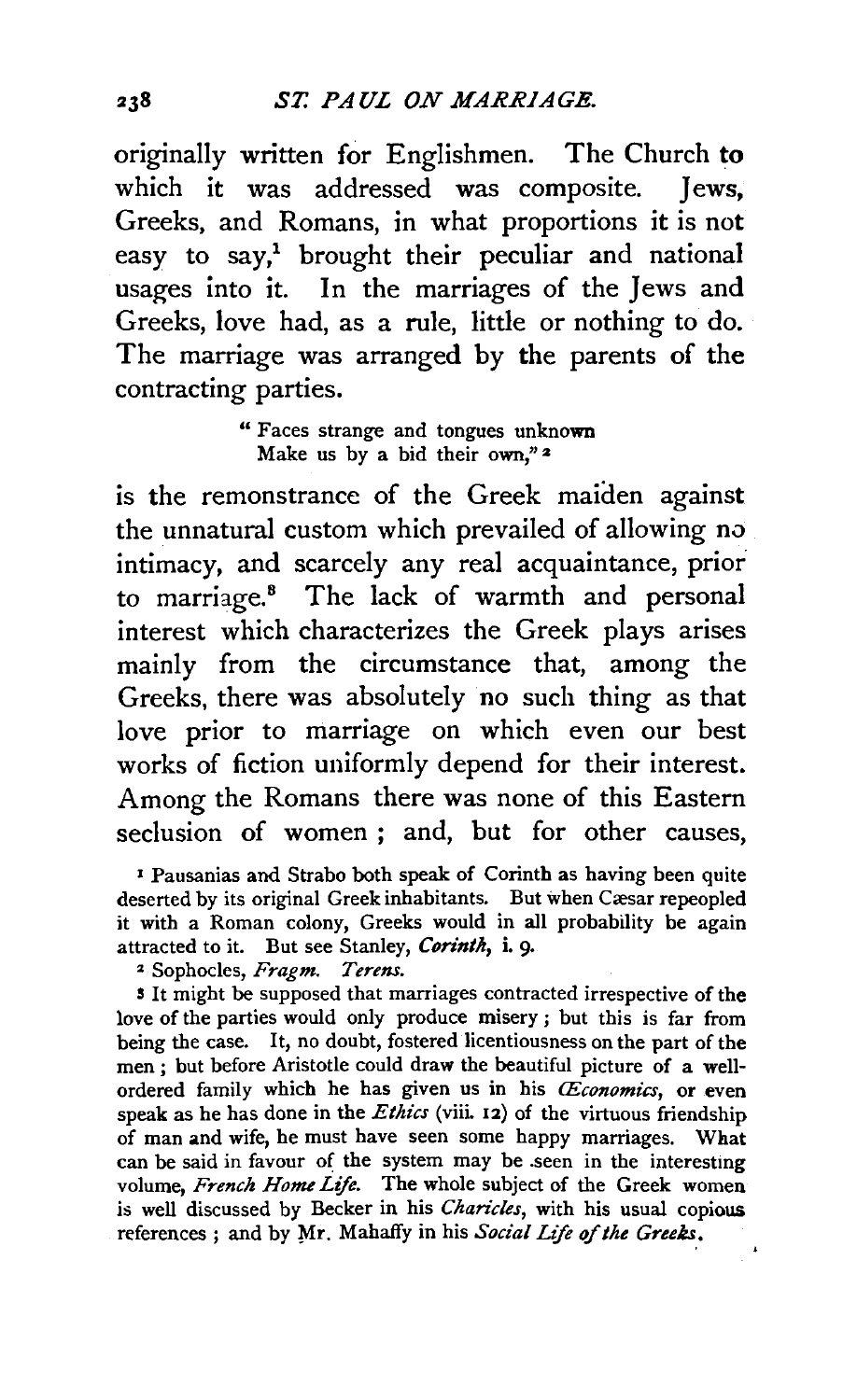originally written for Englishmen. The Church to which it was addressed was composite. Jews, Greeks, and Romans, in what proportions it is not easy to say,[1] brought their peculiar and national usages into it. In the marriages of the Jews and Greeks, love had, as a rule, little or nothing to do. The marriage was arranged by the parents of the contracting parties.

> "Faces strange and tongues unknown
> Make us by a bid their own,"[2]

is the remonstrance of the Greek maiden against the unnatural custom which prevailed of allowing no intimacy, and scarcely any real acquaintance, prior to marriage.[3] The lack of warmth and personal interest which characterizes the Greek plays arises mainly from the circumstance that, among the Greeks, there was absolutely no such thing as that love prior to marriage on which even our best works of fiction uniformly depend for their interest. Among the Romans there was none of this Eastern seclusion of women; and, but for other causes,

---

[1] Pausanias and Strabo both speak of Corinth as having been quite deserted by its original Greek inhabitants. But when Cæsar repeopled it with a Roman colony, Greeks would in all probability be again attracted to it. But see Stanley, *Corinth*, i. 9.

[2] Sophocles, *Fragm. Terens.*

[3] It might be supposed that marriages contracted irrespective of the love of the parties would only produce misery; but this is far from being the case. It, no doubt, fostered licentiousness on the part of the men; but before Aristotle could draw the beautiful picture of a well-ordered family which he has given us in his *Œconomics*, or even speak as he has done in the *Ethics* (viii. 12) of the virtuous friendship of man and wife, he must have seen some happy marriages. What can be said in favour of the system may be seen in the interesting volume, *French Home Life*. The whole subject of the Greek women is well discussed by Becker in his *Charicles*, with his usual copious references; and by Mr. Mahaffy in his *Social Life of the Greeks*.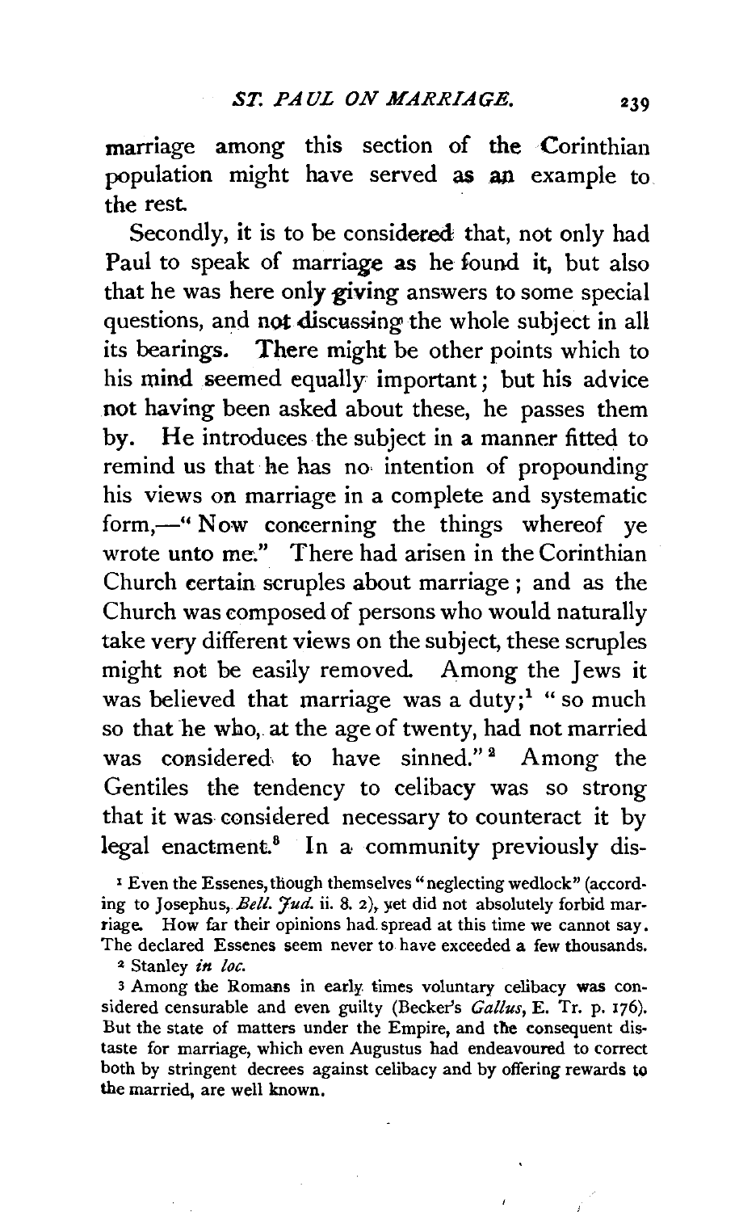marriage among this section of the Corinthian population might have served as an example to the rest.

Secondly, it is to be considered that, not only had Paul to speak of marriage as he found it, but also that he was here only giving answers to some special questions, and not discussing the whole subject in all its bearings. There might be other points which to his mind seemed equally important; but his advice not having been asked about these, he passes them by. He introduces the subject in a manner fitted to remind us that he has no intention of propounding his views on marriage in a complete and systematic form,—"Now concerning the things whereof ye wrote unto me." There had arisen in the Corinthian Church certain scruples about marriage; and as the Church was composed of persons who would naturally take very different views on the subject, these scruples might not be easily removed. Among the Jews it was believed that marriage was a duty;[1] "so much so that he who, at the age of twenty, had not married was considered to have sinned."[2] Among the Gentiles the tendency to celibacy was so strong that it was considered necessary to counteract it by legal enactment.[3] In a community previously dis-

[1] Even the Essenes, though themselves "neglecting wedlock" (according to Josephus, *Bell. Jud.* ii. 8. 2), yet did not absolutely forbid marriage. How far their opinions had spread at this time we cannot say. The declared Essenes seem never to have exceeded a few thousands.

[2] Stanley *in loc.*

[3] Among the Romans in early times voluntary celibacy was considered censurable and even guilty (Becker's *Gallus*, E. Tr. p. 176). But the state of matters under the Empire, and the consequent distaste for marriage, which even Augustus had endeavoured to correct both by stringent decrees against celibacy and by offering rewards to the married, are well known.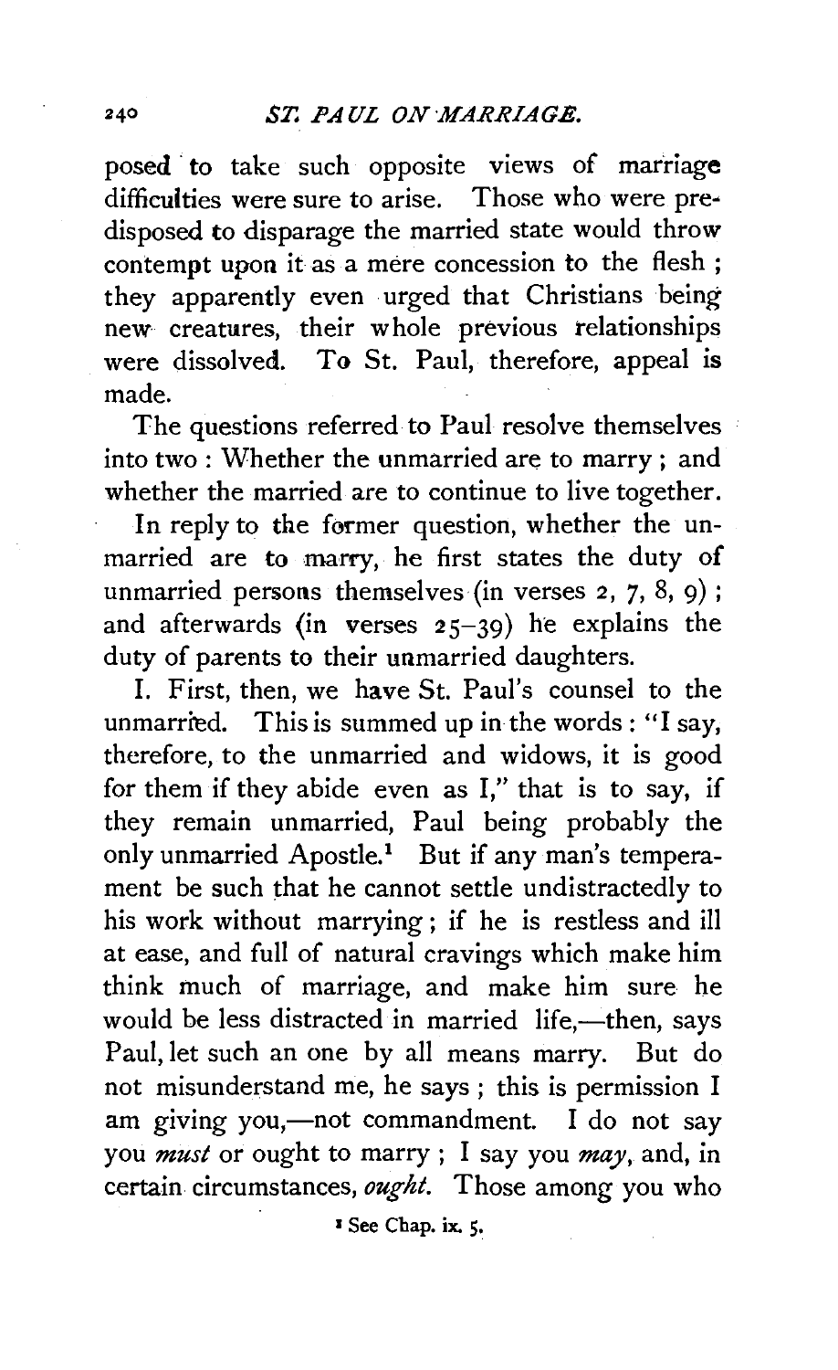posed to take such opposite views of marriage difficulties were sure to arise. Those who were predisposed to disparage the married state would throw contempt upon it as a mere concession to the flesh; they apparently even urged that Christians being new creatures, their whole previous relationships were dissolved. To St. Paul, therefore, appeal is made.

The questions referred to Paul resolve themselves into two: Whether the unmarried are to marry; and whether the married are to continue to live together.

In reply to the former question, whether the unmarried are to marry, he first states the duty of unmarried persons themselves (in verses 2, 7, 8, 9); and afterwards (in verses 25–39) he explains the duty of parents to their unmarried daughters.

I. First, then, we have St. Paul's counsel to the unmarried. This is summed up in the words: "I say, therefore, to the unmarried and widows, it is good for them if they abide even as I," that is to say, if they remain unmarried, Paul being probably the only unmarried Apostle.[1] But if any man's temperament be such that he cannot settle undistractedly to his work without marrying; if he is restless and ill at ease, and full of natural cravings which make him think much of marriage, and make him sure he would be less distracted in married life,—then, says Paul, let such an one by all means marry. But do not misunderstand me, he says; this is permission I am giving you,—not commandment. I do not say you *must* or ought to marry; I say you *may*, and, in certain circumstances, *ought*. Those among you who

[1] See Chap. ix. 5.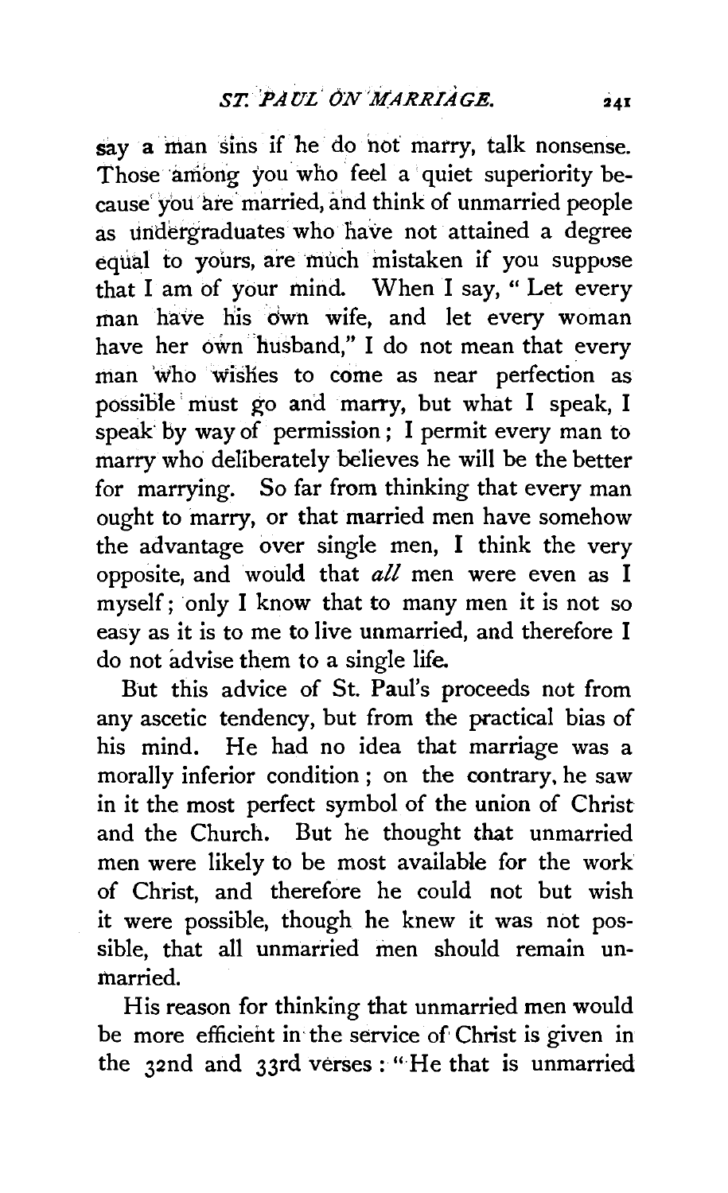say a man sins if he do not marry, talk nonsense. Those among you who feel a quiet superiority because you are married, and think of unmarried people as undergraduates who have not attained a degree equal to yours, are much mistaken if you suppose that I am of your mind. When I say, "Let every man have his own wife, and let every woman have her own husband," I do not mean that every man who wishes to come as near perfection as possible must go and marry, but what I speak, I speak by way of permission; I permit every man to marry who deliberately believes he will be the better for marrying. So far from thinking that every man ought to marry, or that married men have somehow the advantage over single men, I think the very opposite, and would that *all* men were even as I myself; only I know that to many men it is not so easy as it is to me to live unmarried, and therefore I do not advise them to a single life.

But this advice of St. Paul's proceeds not from any ascetic tendency, but from the practical bias of his mind. He had no idea that marriage was a morally inferior condition; on the contrary, he saw in it the most perfect symbol of the union of Christ and the Church. But he thought that unmarried men were likely to be most available for the work of Christ, and therefore he could not but wish it were possible, though he knew it was not possible, that all unmarried men should remain unmarried.

His reason for thinking that unmarried men would be more efficient in the service of Christ is given in the 32nd and 33rd verses: "He that is unmarried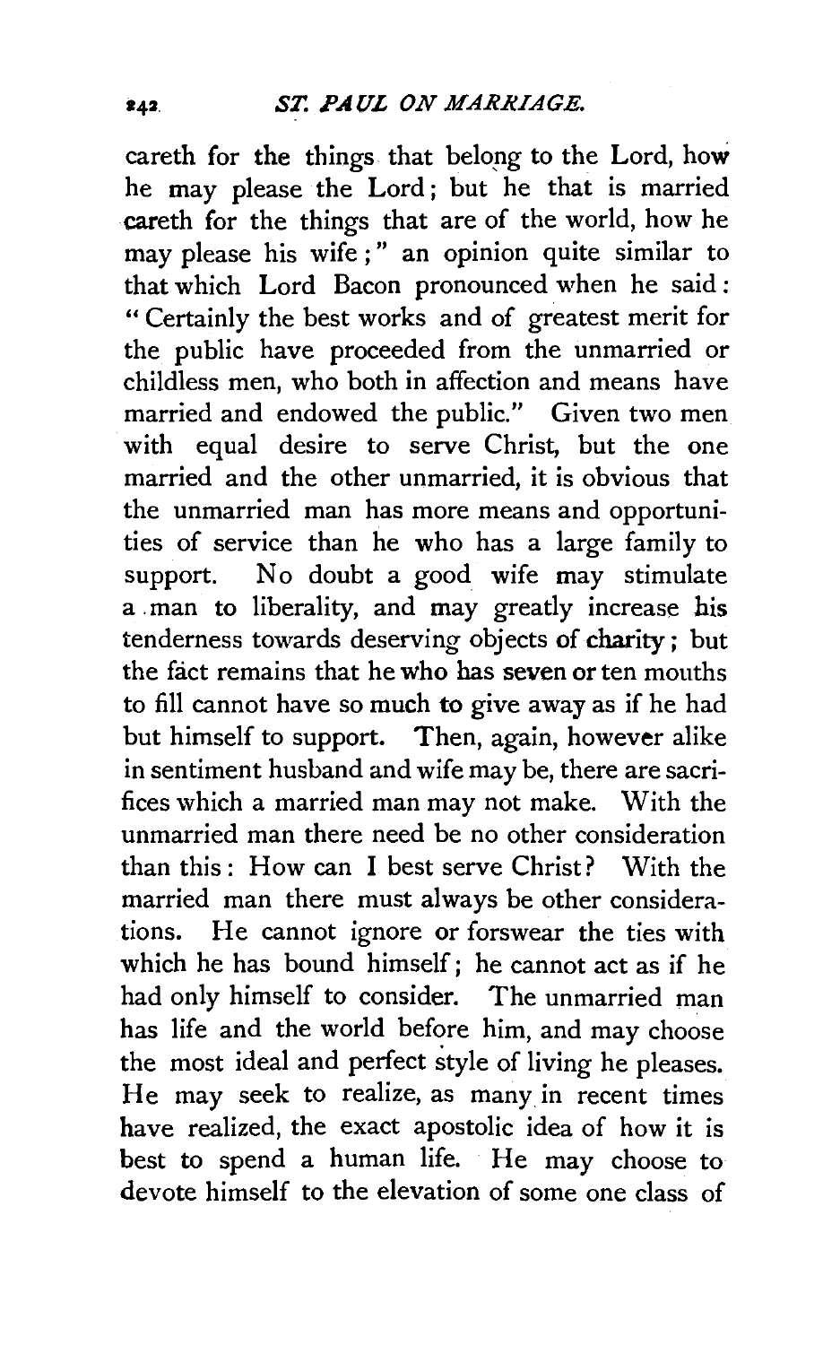careth for the things that belong to the Lord, how he may please the Lord; but he that is married careth for the things that are of the world, how he may please his wife;" an opinion quite similar to that which Lord Bacon pronounced when he said: "Certainly the best works and of greatest merit for the public have proceeded from the unmarried or childless men, who both in affection and means have married and endowed the public." Given two men with equal desire to serve Christ, but the one married and the other unmarried, it is obvious that the unmarried man has more means and opportunities of service than he who has a large family to support. No doubt a good wife may stimulate a man to liberality, and may greatly increase his tenderness towards deserving objects of charity; but the fact remains that he who has seven or ten mouths to fill cannot have so much to give away as if he had but himself to support. Then, again, however alike in sentiment husband and wife may be, there are sacrifices which a married man may not make. With the unmarried man there need be no other consideration than this: How can I best serve Christ? With the married man there must always be other considerations. He cannot ignore or forswear the ties with which he has bound himself; he cannot act as if he had only himself to consider. The unmarried man has life and the world before him, and may choose the most ideal and perfect style of living he pleases. He may seek to realize, as many in recent times have realized, the exact apostolic idea of how it is best to spend a human life. He may choose to devote himself to the elevation of some one class of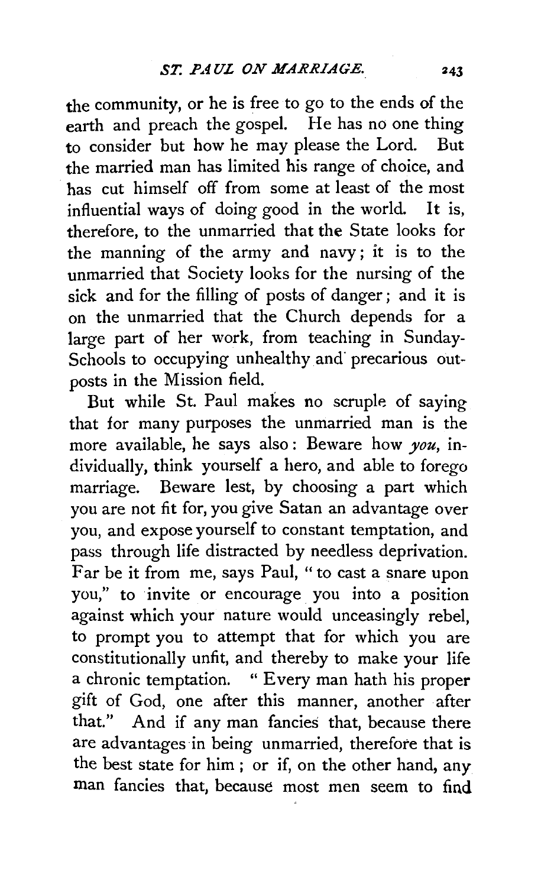the community, or he is free to go to the ends of the earth and preach the gospel. He has no one thing to consider but how he may please the Lord. But the married man has limited his range of choice, and has cut himself off from some at least of the most influential ways of doing good in the world. It is, therefore, to the unmarried that the State looks for the manning of the army and navy; it is to the unmarried that Society looks for the nursing of the sick and for the filling of posts of danger; and it is on the unmarried that the Church depends for a large part of her work, from teaching in Sunday-Schools to occupying unhealthy and precarious outposts in the Mission field.

But while St. Paul makes no scruple of saying that for many purposes the unmarried man is the more available, he says also: Beware how *you*, individually, think yourself a hero, and able to forego marriage. Beware lest, by choosing a part which you are not fit for, you give Satan an advantage over you, and expose yourself to constant temptation, and pass through life distracted by needless deprivation. Far be it from me, says Paul, "to cast a snare upon you," to invite or encourage you into a position against which your nature would unceasingly rebel, to prompt you to attempt that for which you are constitutionally unfit, and thereby to make your life a chronic temptation. "Every man hath his proper gift of God, one after this manner, another after that." And if any man fancies that, because there are advantages in being unmarried, therefore that is the best state for him; or if, on the other hand, any man fancies that, because most men seem to find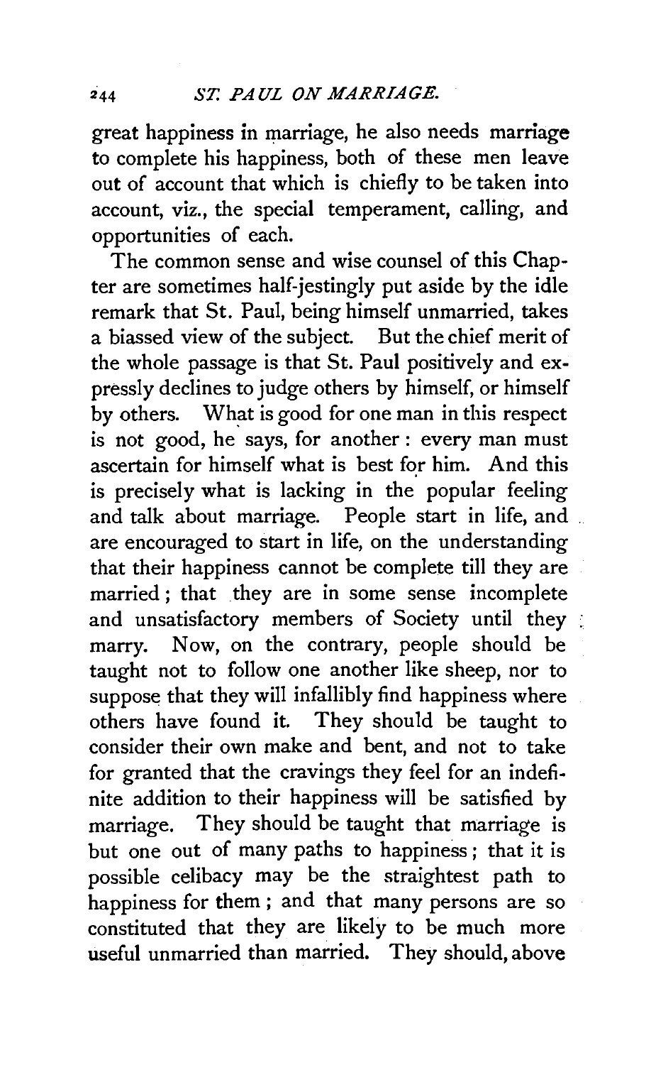great happiness in marriage, he also needs marriage to complete his happiness, both of these men leave out of account that which is chiefly to be taken into account, viz., the special temperament, calling, and opportunities of each.

The common sense and wise counsel of this Chapter are sometimes half-jestingly put aside by the idle remark that St. Paul, being himself unmarried, takes a biassed view of the subject. But the chief merit of the whole passage is that St. Paul positively and expressly declines to judge others by himself, or himself by others. What is good for one man in this respect is not good, he says, for another: every man must ascertain for himself what is best for him. And this is precisely what is lacking in the popular feeling and talk about marriage. People start in life, and are encouraged to start in life, on the understanding that their happiness cannot be complete till they are married; that they are in some sense incomplete and unsatisfactory members of Society until they marry. Now, on the contrary, people should be taught not to follow one another like sheep, nor to suppose that they will infallibly find happiness where others have found it. They should be taught to consider their own make and bent, and not to take for granted that the cravings they feel for an indefinite addition to their happiness will be satisfied by marriage. They should be taught that marriage is but one out of many paths to happiness; that it is possible celibacy may be the straightest path to happiness for them; and that many persons are so constituted that they are likely to be much more useful unmarried than married. They should, above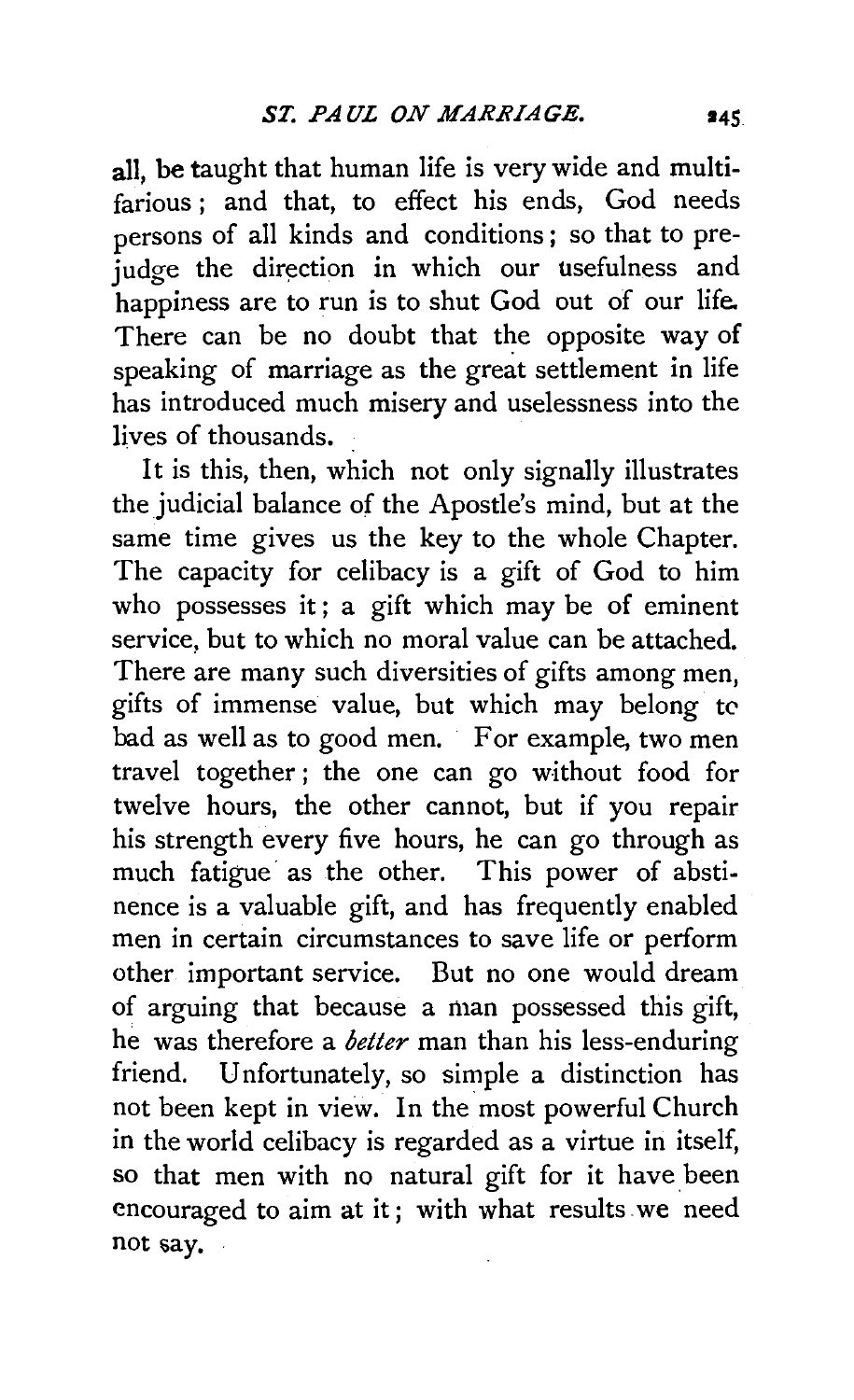all, be taught that human life is very wide and multifarious; and that, to effect his ends, God needs persons of all kinds and conditions; so that to prejudge the direction in which our usefulness and happiness are to run is to shut God out of our life. There can be no doubt that the opposite way of speaking of marriage as the great settlement in life has introduced much misery and uselessness into the lives of thousands.

It is this, then, which not only signally illustrates the judicial balance of the Apostle's mind, but at the same time gives us the key to the whole Chapter. The capacity for celibacy is a gift of God to him who possesses it; a gift which may be of eminent service, but to which no moral value can be attached. There are many such diversities of gifts among men, gifts of immense value, but which may belong to bad as well as to good men. For example, two men travel together; the one can go without food for twelve hours, the other cannot, but if you repair his strength every five hours, he can go through as much fatigue as the other. This power of abstinence is a valuable gift, and has frequently enabled men in certain circumstances to save life or perform other important service. But no one would dream of arguing that because a man possessed this gift, he was therefore a *better* man than his less-enduring friend. Unfortunately, so simple a distinction has not been kept in view. In the most powerful Church in the world celibacy is regarded as a virtue in itself, so that men with no natural gift for it have been encouraged to aim at it; with what results we need not say.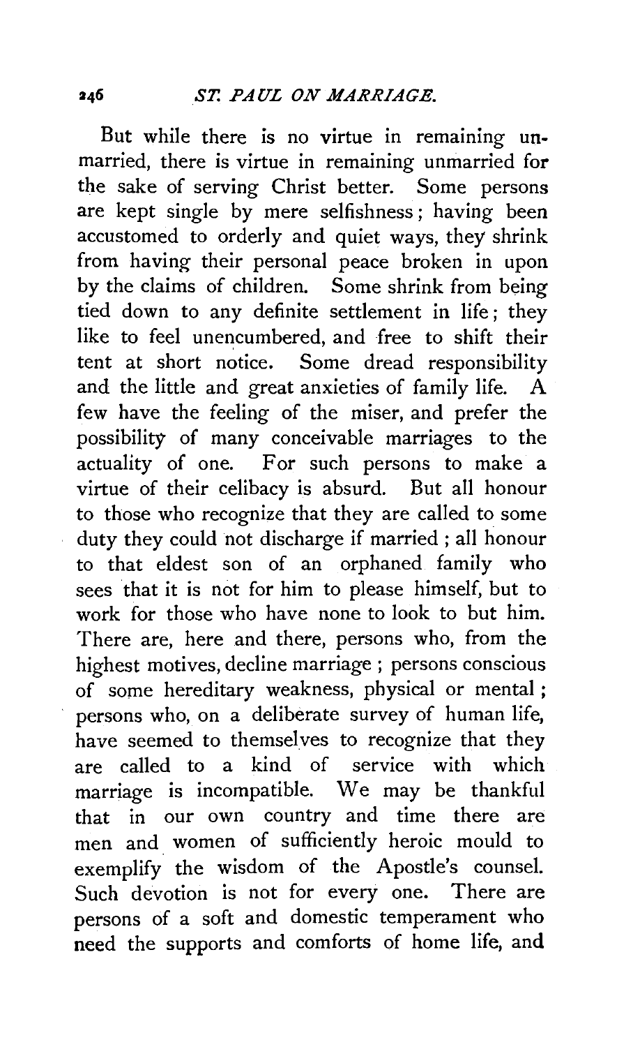But while there is no virtue in remaining unmarried, there is virtue in remaining unmarried for the sake of serving Christ better. Some persons are kept single by mere selfishness; having been accustomed to orderly and quiet ways, they shrink from having their personal peace broken in upon by the claims of children. Some shrink from being tied down to any definite settlement in life; they like to feel unencumbered, and free to shift their tent at short notice. Some dread responsibility and the little and great anxieties of family life. A few have the feeling of the miser, and prefer the possibility of many conceivable marriages to the actuality of one. For such persons to make a virtue of their celibacy is absurd. But all honour to those who recognize that they are called to some duty they could not discharge if married; all honour to that eldest son of an orphaned family who sees that it is not for him to please himself, but to work for those who have none to look to but him. There are, here and there, persons who, from the highest motives, decline marriage; persons conscious of some hereditary weakness, physical or mental; persons who, on a deliberate survey of human life, have seemed to themselves to recognize that they are called to a kind of service with which marriage is incompatible. We may be thankful that in our own country and time there are men and women of sufficiently heroic mould to exemplify the wisdom of the Apostle's counsel. Such devotion is not for every one. There are persons of a soft and domestic temperament who need the supports and comforts of home life, and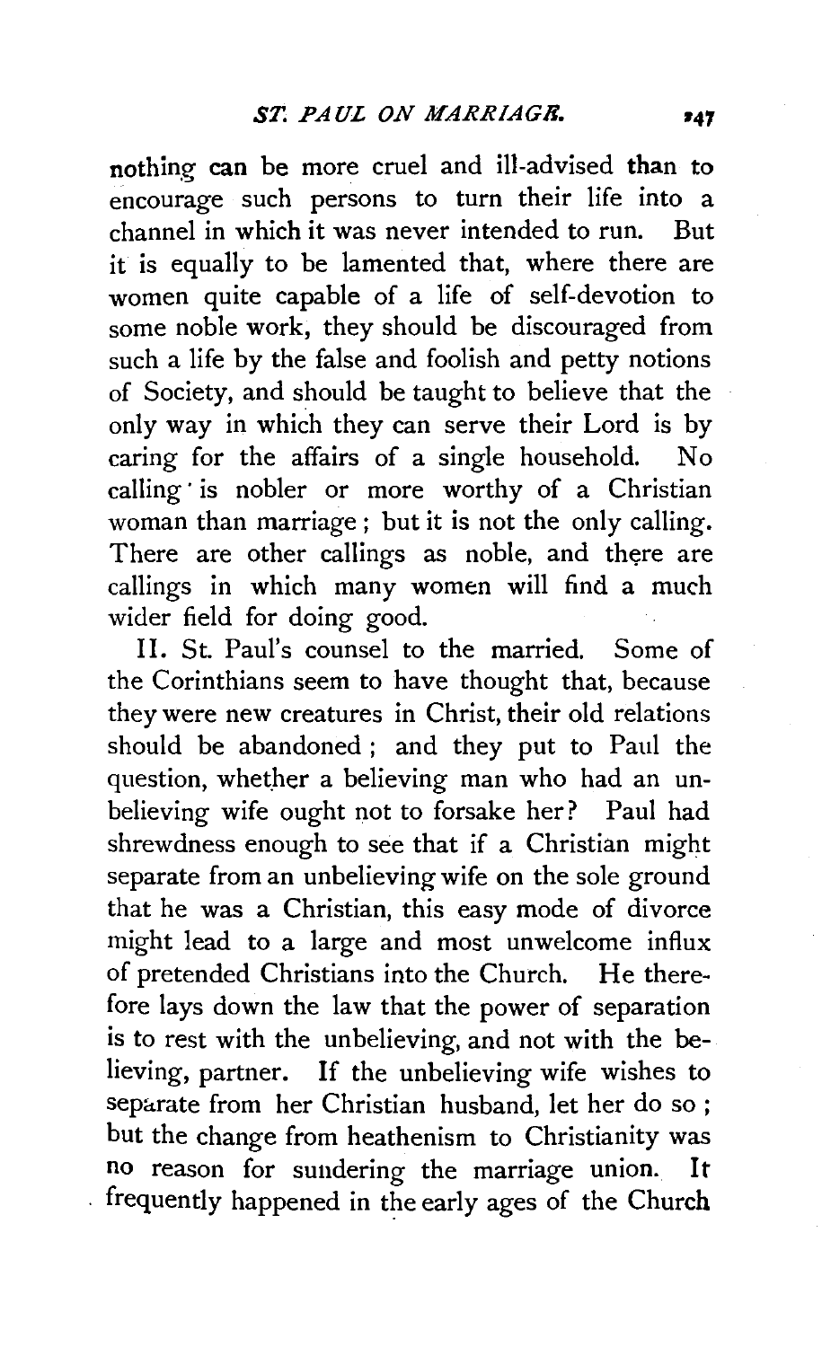nothing can be more cruel and ill-advised than to encourage such persons to turn their life into a channel in which it was never intended to run. But it is equally to be lamented that, where there are women quite capable of a life of self-devotion to some noble work, they should be discouraged from such a life by the false and foolish and petty notions of Society, and should be taught to believe that the only way in which they can serve their Lord is by caring for the affairs of a single household. No calling is nobler or more worthy of a Christian woman than marriage; but it is not the only calling. There are other callings as noble, and there are callings in which many women will find a much wider field for doing good.

II. St. Paul's counsel to the married. Some of the Corinthians seem to have thought that, because they were new creatures in Christ, their old relations should be abandoned; and they put to Paul the question, whether a believing man who had an unbelieving wife ought not to forsake her? Paul had shrewdness enough to see that if a Christian might separate from an unbelieving wife on the sole ground that he was a Christian, this easy mode of divorce might lead to a large and most unwelcome influx of pretended Christians into the Church. He therefore lays down the law that the power of separation is to rest with the unbelieving, and not with the believing, partner. If the unbelieving wife wishes to separate from her Christian husband, let her do so; but the change from heathenism to Christianity was no reason for sundering the marriage union. It frequently happened in the early ages of the Church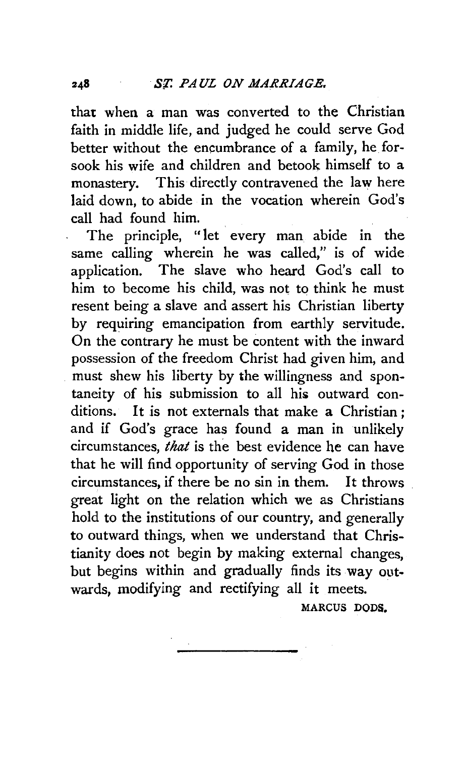that when a man was converted to the Christian faith in middle life, and judged he could serve God better without the encumbrance of a family, he forsook his wife and children and betook himself to a monastery. This directly contravened the law here laid down, to abide in the vocation wherein God's call had found him.

The principle, "let every man abide in the same calling wherein he was called," is of wide application. The slave who heard God's call to him to become his child, was not to think he must resent being a slave and assert his Christian liberty by requiring emancipation from earthly servitude. On the contrary he must be content with the inward possession of the freedom Christ had given him, and must shew his liberty by the willingness and spontaneity of his submission to all his outward conditions. It is not externals that make a Christian; and if God's grace has found a man in unlikely circumstances, *that* is the best evidence he can have that he will find opportunity of serving God in those circumstances, if there be no sin in them. It throws great light on the relation which we as Christians hold to the institutions of our country, and generally to outward things, when we understand that Christianity does not begin by making external changes, but begins within and gradually finds its way outwards, modifying and rectifying all it meets.

MARCUS DODS.